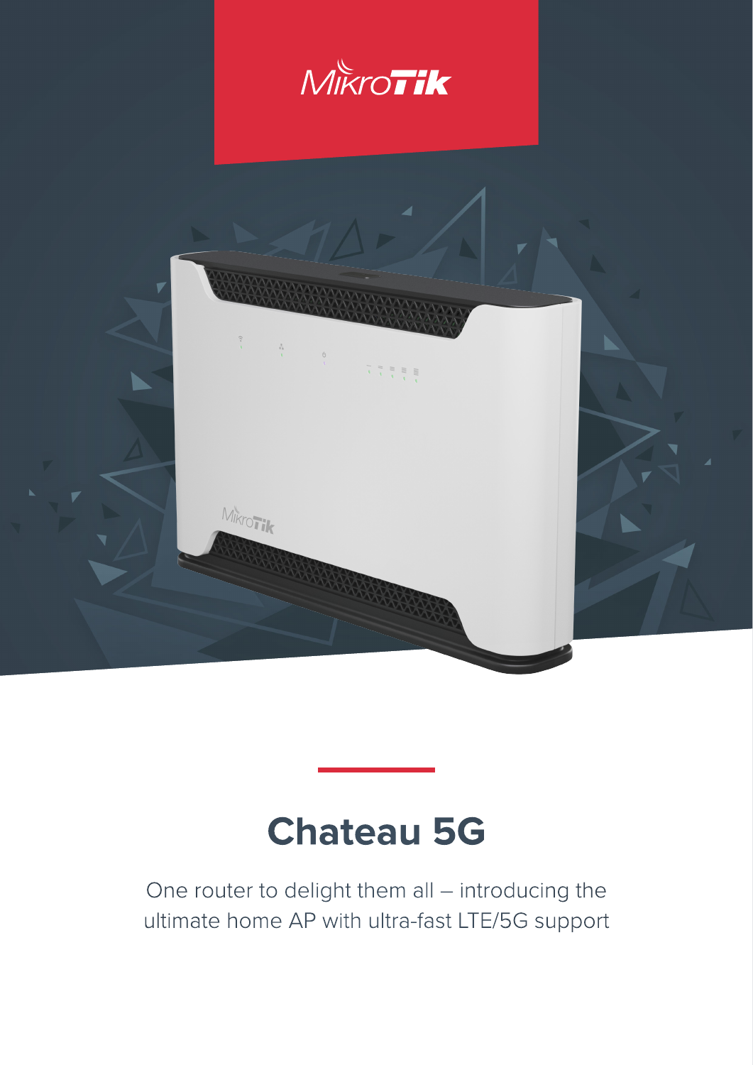MikroTik

# Chateau 5G

One router to delight them all – introducing the ultimate home AP with ultra-fast LTE/5G support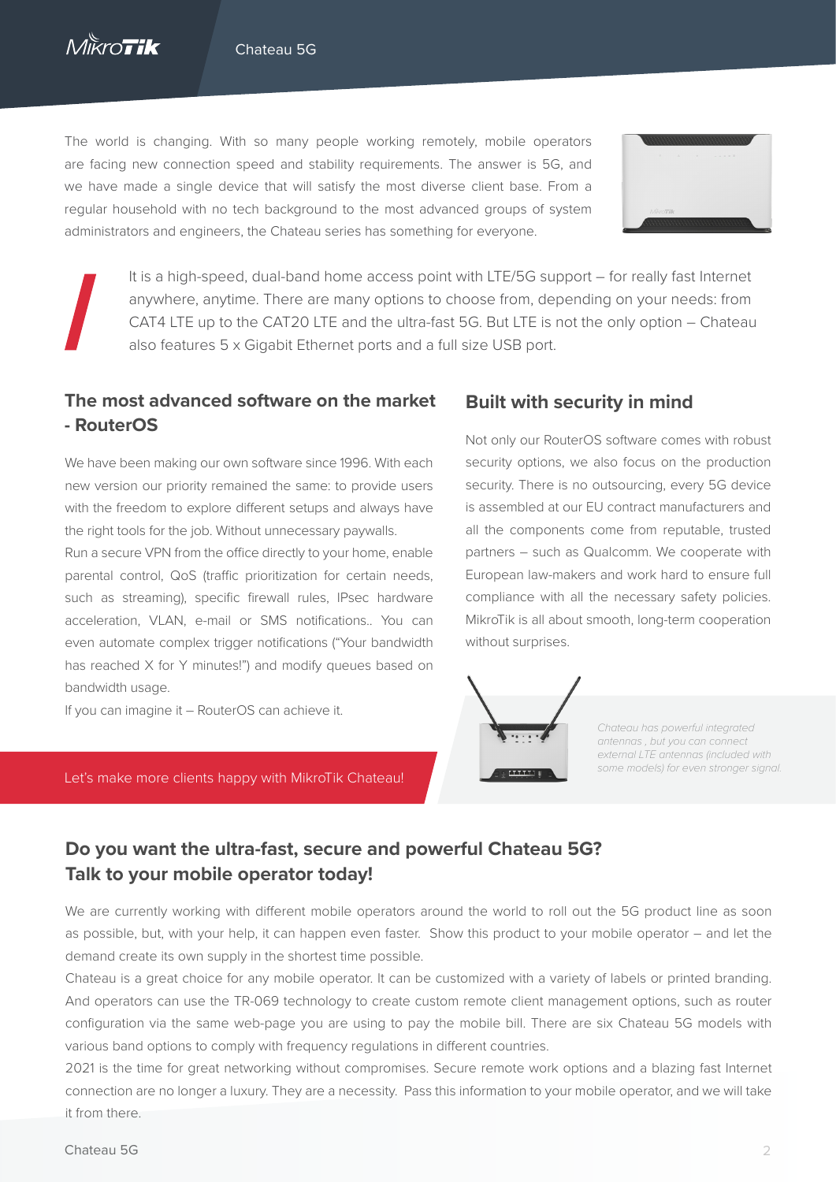The world is changing. With so many people working remotely, mobile operators are facing new connection speed and stability requirements. The answer is 5G, and we have made a single device that will satisfy the most diverse client base. From a regular household with no tech background to the most advanced groups of system administrators and engineers, the Chateau series has something for everyone.

It is a high-speed, dual-band home access point with LTE/5G support – for really fast Internet anywhere, anytime. There are many options to choose from, depending on your needs: from CAT4 LTE up to the CAT20 LTE and the ultra-fast 5G. But LTE is not the only option – Chateau also features 5 x Gigabit Ethernet ports and a full size USB port.

## The most advanced software on the market - RouterOS

We have been making our own software since 1996. With each new version our priority remained the same: to provide users with the freedom to explore different setups and always have the right tools for the job. Without unnecessary paywalls.

Run a secure VPN from the office directly to your home, enable parental control, QoS (traffic prioritization for certain needs, such as streaming), specific firewall rules, IPsec hardware acceleration, VLAN, e-mail or SMS notifications.. You can even automate complex trigger notifications ("Your bandwidth has reached X for Y minutes!") and modify queues based on bandwidth usage.

If you can imagine it – RouterOS can achieve it.

Let's make more clients happy with MikroTik Chateau!

## Built with security in mind

Not only our RouterOS software comes with robust security options, we also focus on the production security. There is no outsourcing, every 5G device is assembled at our EU contract manufacturers and all the components come from reputable, trusted partners – such as Qualcomm. We cooperate with European law-makers and work hard to ensure full compliance with all the necessary safety policies. MikroTik is all about smooth, long-term cooperation without surprises.

*Chateau has powerful integrated antennas , but you can connect external LTE antennas (included with some models) for even stronger signal.*

## Do you want the ultra-fast, secure and powerful Chateau 5G? Talk to your mobile operator today!

We are currently working with different mobile operators around the world to roll out the 5G product line as soon as possible, but, with your help, it can happen even faster. Show this product to your mobile operator – and let the demand create its own supply in the shortest time possible.

Chateau is a great choice for any mobile operator. It can be customized with a variety of labels or printed branding. And operators can use the TR-069 technology to create custom remote client management options, such as router configuration via the same web-page you are using to pay the mobile bill. There are six Chateau 5G models with various band options to comply with frequency regulations in different countries.

2021 is the time for great networking without compromises. Secure remote work options and a blazing fast Internet connection are no longer a luxury. They are a necessity. Pass this information to your mobile operator, and we will take it from there.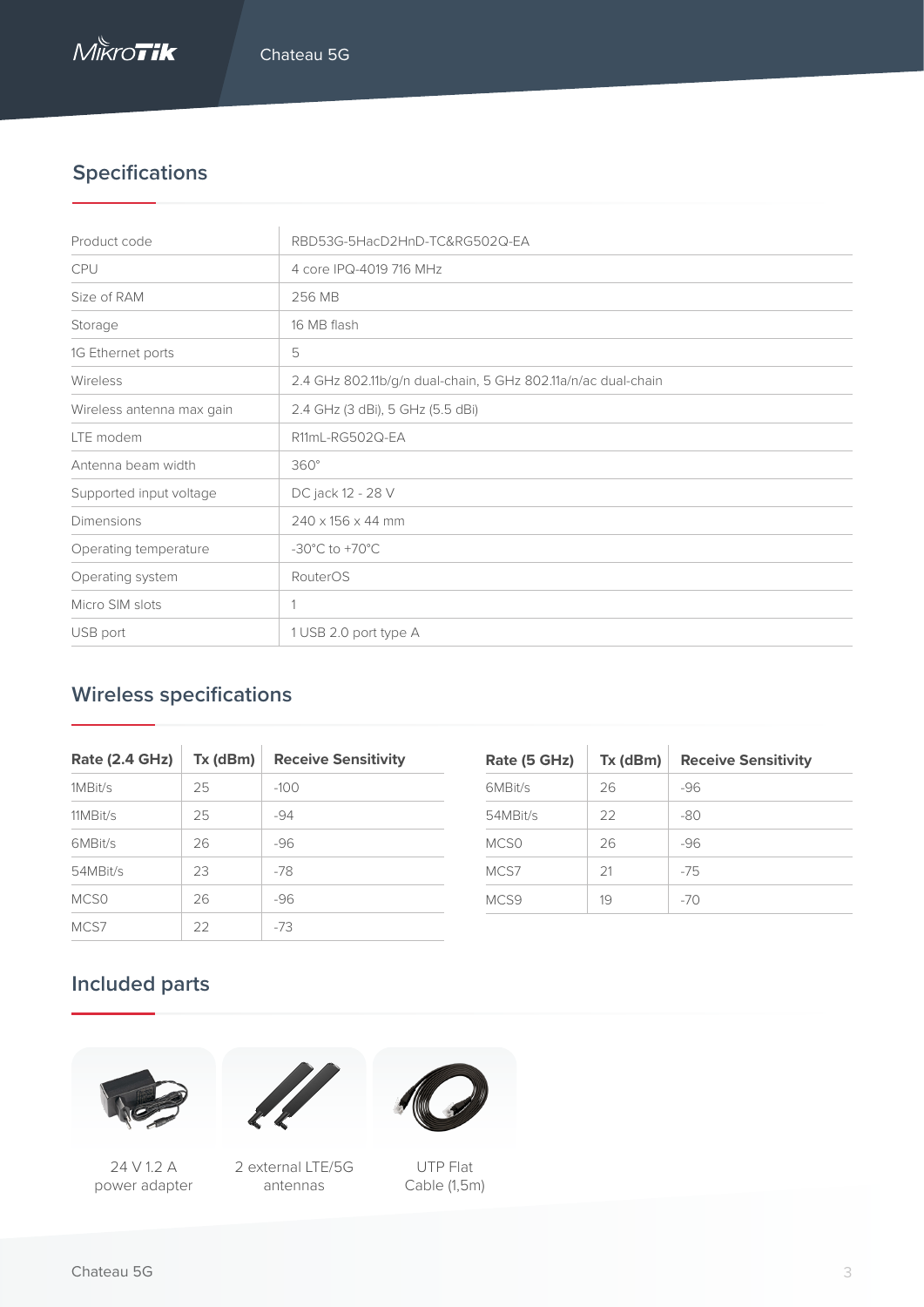## Specifications

| | |
|---|---|
| Product code | RBD53G-5HacD2HnD-TC&RG502Q-EA |
| CPU | 4 core IPQ-4019 716 MHz |
| Size of RAM | 256 MB |
| Storage | 16 MB flash |
| 1G Ethernet ports | 5 |
| Wireless | 2.4 GHz 802.11b/g/n dual-chain, 5 GHz 802.11a/n/ac dual-chain |
| Wireless antenna max gain | 2.4 GHz (3 dBi), 5 GHz (5.5 dBi) |
| LTE modem | R11mL-RG502Q-EA |
| Antenna beam width | 360° |
| Supported input voltage | DC jack 12 - 28 V |
| Dimensions | 240 x 156 x 44 mm |
| Operating temperature | -30°C to +70°C |
| Operating system | RouterOS |
| Micro SIM slots | 1 |
| USB port | 1 USB 2.0 port type A |

## Wireless specifications

| Rate (2.4 GHz) | Tx (dBm) | Receive Sensitivity |
|---|---|---|
| 1MBit/s | 25 | -100 |
| 11MBit/s | 25 | -94 |
| 6MBit/s | 26 | -96 |
| 54MBit/s | 23 | -78 |
| MCS0 | 26 | -96 |
| MCS7 | 22 | -73 |

| Rate (5 GHz) | Tx (dBm) | Receive Sensitivity |
|---|---|---|
| 6MBit/s | 26 | -96 |
| 54MBit/s | 22 | -80 |
| MCS0 | 26 | -96 |
| MCS7 | 21 | -75 |
| MCS9 | 19 | -70 |

## Included parts

24 V 1.2 A power adapter

2 external LTE/5G antennas

UTP Flat Cable (1,5m)